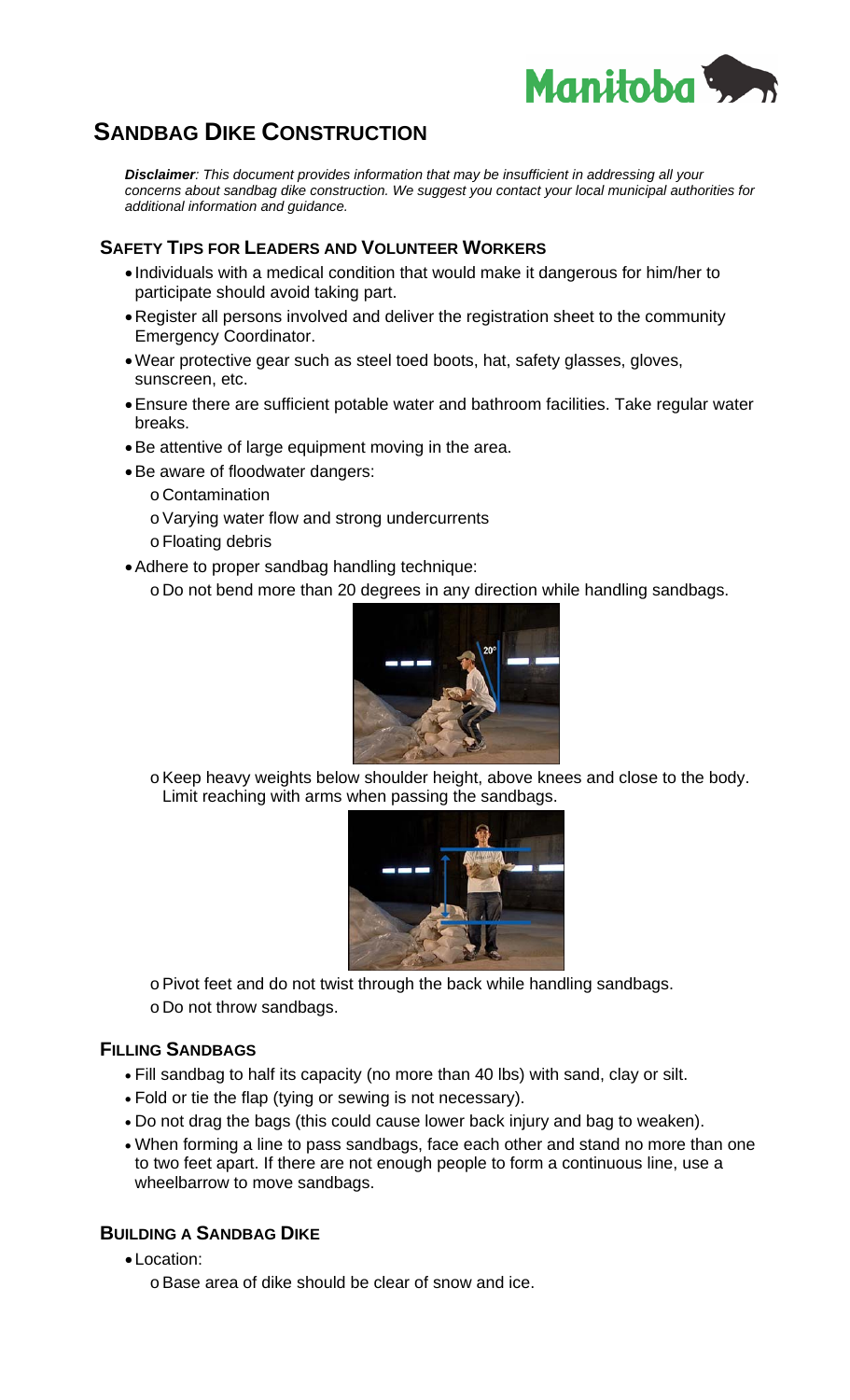# SANDBAG DIKE CONSTRUCTION

***Disclaimer**: This document provides information that may be insufficient in addressing all your concerns about sandbag dike construction. We suggest you contact your local municipal authorities for additional information and guidance.*

## SAFETY TIPS FOR LEADERS AND VOLUNTEER WORKERS

- Individuals with a medical condition that would make it dangerous for him/her to participate should avoid taking part.
- Register all persons involved and deliver the registration sheet to the community Emergency Coordinator.
- Wear protective gear such as steel toed boots, hat, safety glasses, gloves, sunscreen, etc.
- Ensure there are sufficient potable water and bathroom facilities. Take regular water breaks.
- Be attentive of large equipment moving in the area.
- Be aware of floodwater dangers:
  - Contamination
  - Varying water flow and strong undercurrents
  - Floating debris
- Adhere to proper sandbag handling technique:
  - Do not bend more than 20 degrees in any direction while handling sandbags.
  - Keep heavy weights below shoulder height, above knees and close to the body. Limit reaching with arms when passing the sandbags.
  - Pivot feet and do not twist through the back while handling sandbags.
  - Do not throw sandbags.

## FILLING SANDBAGS

- Fill sandbag to half its capacity (no more than 40 lbs) with sand, clay or silt.
- Fold or tie the flap (tying or sewing is not necessary).
- Do not drag the bags (this could cause lower back injury and bag to weaken).
- When forming a line to pass sandbags, face each other and stand no more than one to two feet apart. If there are not enough people to form a continuous line, use a wheelbarrow to move sandbags.

## BUILDING A SANDBAG DIKE

- Location:
  - Base area of dike should be clear of snow and ice.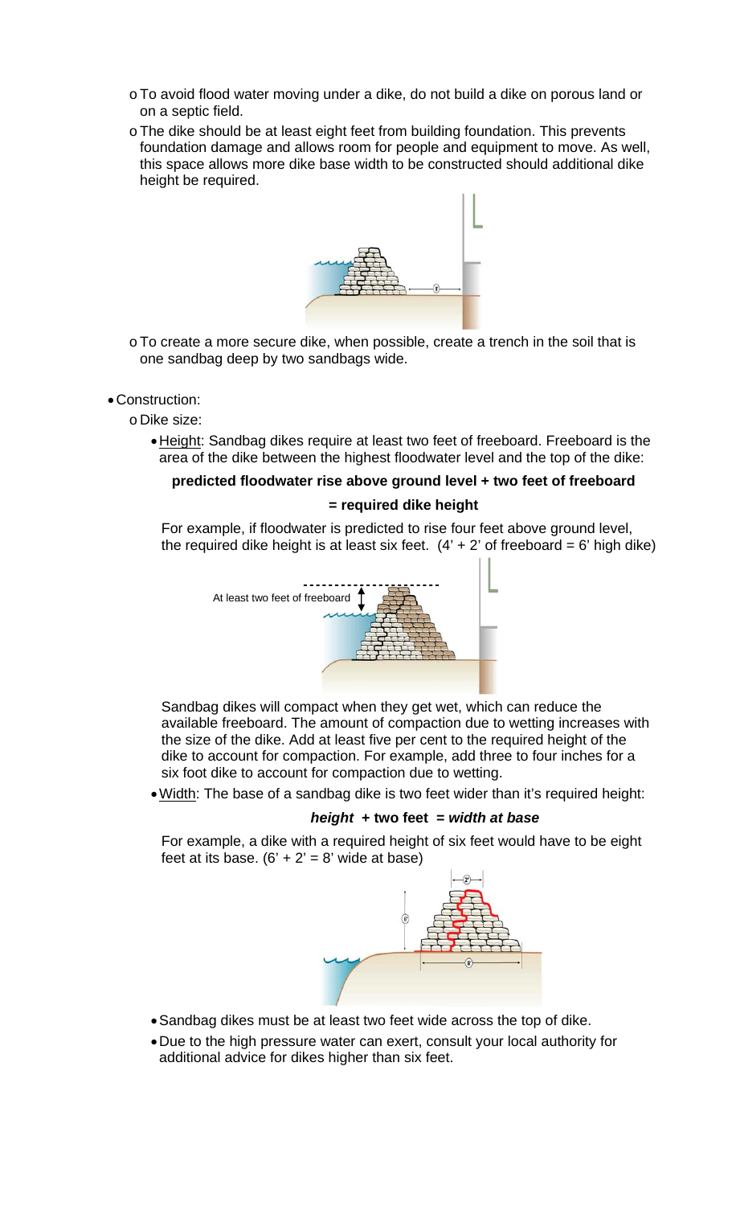- To avoid flood water moving under a dike, do not build a dike on porous land or on a septic field.
- The dike should be at least eight feet from building foundation. This prevents foundation damage and allows room for people and equipment to move. As well, this space allows more dike base width to be constructed should additional dike height be required.

- To create a more secure dike, when possible, create a trench in the soil that is one sandbag deep by two sandbags wide.

- Construction:
  - Dike size:
    - Height: Sandbag dikes require at least two feet of freeboard. Freeboard is the area of the dike between the highest floodwater level and the top of the dike:

      **predicted floodwater rise above ground level + two feet of freeboard**

      **= required dike height**

      For example, if floodwater is predicted to rise four feet above ground level, the required dike height is at least six feet. (4' + 2' of freeboard = 6' high dike)

      At least two feet of freeboard

      Sandbag dikes will compact when they get wet, which can reduce the available freeboard. The amount of compaction due to wetting increases with the size of the dike. Add at least five per cent to the required height of the dike to account for compaction. For example, add three to four inches for a six foot dike to account for compaction due to wetting.

    - Width: The base of a sandbag dike is two feet wider than it's required height:

      ***height* + two feet = *width at base***

      For example, a dike with a required height of six feet would have to be eight feet at its base. (6' + 2' = 8' wide at base)

    - Sandbag dikes must be at least two feet wide across the top of dike.
    - Due to the high pressure water can exert, consult your local authority for additional advice for dikes higher than six feet.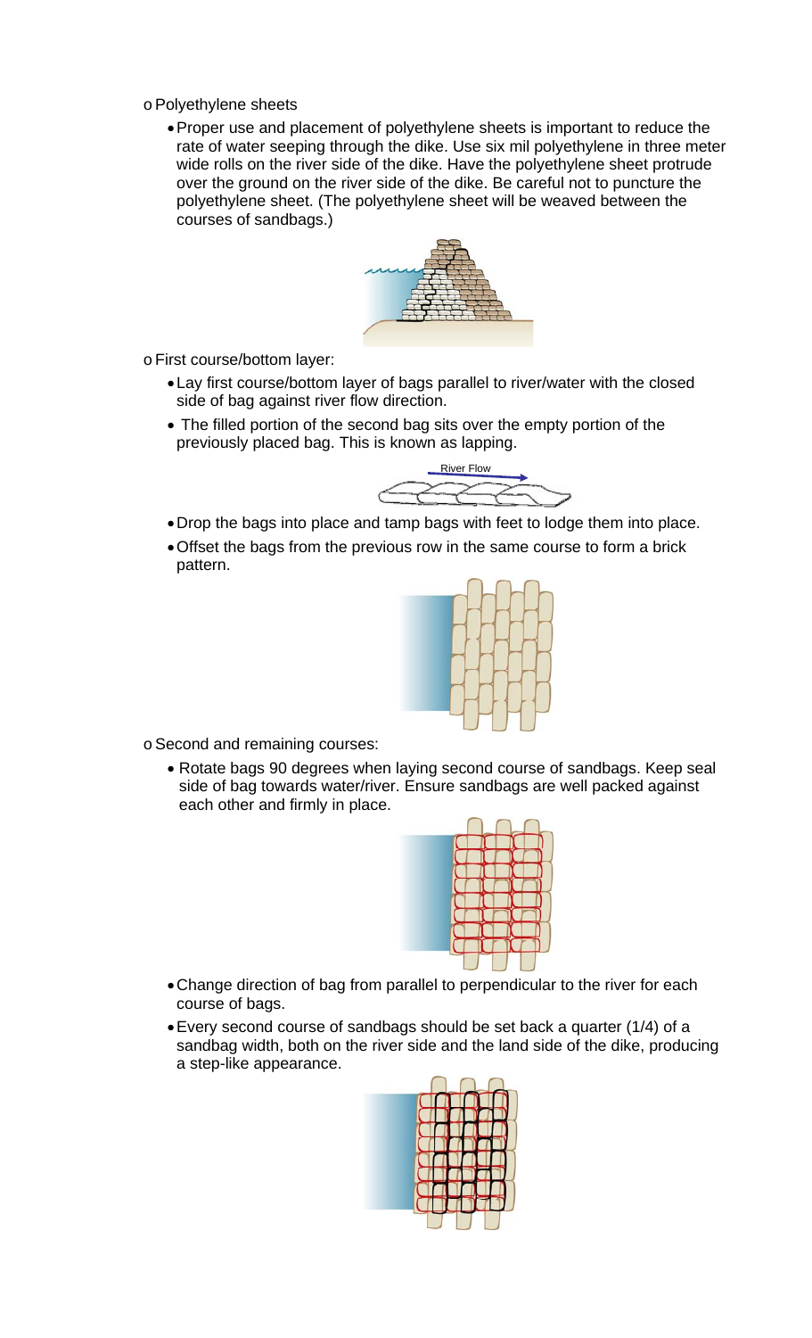- Polyethylene sheets
  - Proper use and placement of polyethylene sheets is important to reduce the rate of water seeping through the dike. Use six mil polyethylene in three meter wide rolls on the river side of the dike. Have the polyethylene sheet protrude over the ground on the river side of the dike. Be careful not to puncture the polyethylene sheet. (The polyethylene sheet will be weaved between the courses of sandbags.)

- First course/bottom layer:
  - Lay first course/bottom layer of bags parallel to river/water with the closed side of bag against river flow direction.
  - The filled portion of the second bag sits over the empty portion of the previously placed bag. This is known as lapping.

River Flow

  - Drop the bags into place and tamp bags with feet to lodge them into place.
  - Offset the bags from the previous row in the same course to form a brick pattern.

- Second and remaining courses:
  - Rotate bags 90 degrees when laying second course of sandbags. Keep seal side of bag towards water/river. Ensure sandbags are well packed against each other and firmly in place.
  - Change direction of bag from parallel to perpendicular to the river for each course of bags.
  - Every second course of sandbags should be set back a quarter (1/4) of a sandbag width, both on the river side and the land side of the dike, producing a step-like appearance.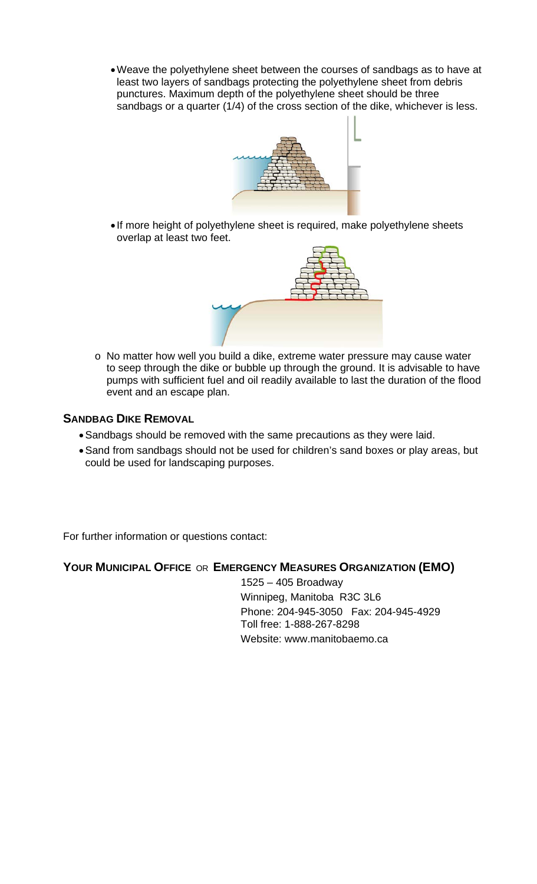- Weave the polyethylene sheet between the courses of sandbags as to have at least two layers of sandbags protecting the polyethylene sheet from debris punctures. Maximum depth of the polyethylene sheet should be three sandbags or a quarter (1/4) of the cross section of the dike, whichever is less.
- If more height of polyethylene sheet is required, make polyethylene sheets overlap at least two feet.

  - No matter how well you build a dike, extreme water pressure may cause water to seep through the dike or bubble up through the ground. It is advisable to have pumps with sufficient fuel and oil readily available to last the duration of the flood event and an escape plan.

## SANDBAG DIKE REMOVAL

- Sandbags should be removed with the same precautions as they were laid.
- Sand from sandbags should not be used for children's sand boxes or play areas, but could be used for landscaping purposes.

For further information or questions contact:

**YOUR MUNICIPAL OFFICE** OR **EMERGENCY MEASURES ORGANIZATION (EMO)**

1525 – 405 Broadway
Winnipeg, Manitoba R3C 3L6
Phone: 204-945-3050 Fax: 204-945-4929
Toll free: 1-888-267-8298
Website: www.manitobaemo.ca